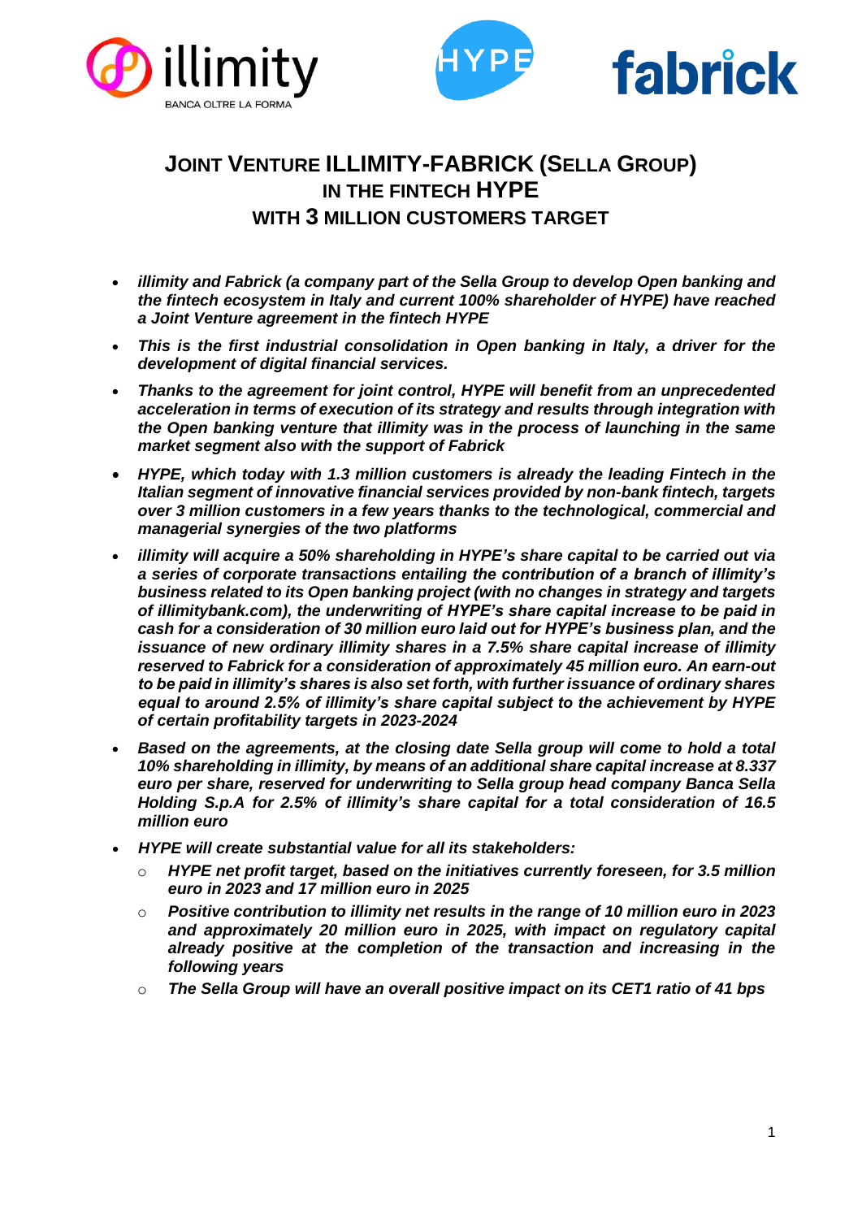# JOINT VENTURE ILLIMITY-FABRICK (SELLA GROUP) IN THE FINTECH HYPE WITH 3 MILLION CUSTOMERS TARGET

- ***illimity and Fabrick (a company part of the Sella Group to develop Open banking and the fintech ecosystem in Italy and current 100% shareholder of HYPE) have reached a Joint Venture agreement in the fintech HYPE***
- ***This is the first industrial consolidation in Open banking in Italy, a driver for the development of digital financial services.***
- ***Thanks to the agreement for joint control, HYPE will benefit from an unprecedented acceleration in terms of execution of its strategy and results through integration with the Open banking venture that illimity was in the process of launching in the same market segment also with the support of Fabrick***
- ***HYPE, which today with 1.3 million customers is already the leading Fintech in the Italian segment of innovative financial services provided by non-bank fintech, targets over 3 million customers in a few years thanks to the technological, commercial and managerial synergies of the two platforms***
- ***illimity will acquire a 50% shareholding in HYPE's share capital to be carried out via a series of corporate transactions entailing the contribution of a branch of illimity's business related to its Open banking project (with no changes in strategy and targets of illimitybank.com), the underwriting of HYPE's share capital increase to be paid in cash for a consideration of 30 million euro laid out for HYPE's business plan, and the issuance of new ordinary illimity shares in a 7.5% share capital increase of illimity reserved to Fabrick for a consideration of approximately 45 million euro. An earn-out to be paid in illimity's shares is also set forth, with further issuance of ordinary shares equal to around 2.5% of illimity's share capital subject to the achievement by HYPE of certain profitability targets in 2023-2024***
- ***Based on the agreements, at the closing date Sella group will come to hold a total 10% shareholding in illimity, by means of an additional share capital increase at 8.337 euro per share, reserved for underwriting to Sella group head company Banca Sella Holding S.p.A for 2.5% of illimity's share capital for a total consideration of 16.5 million euro***
- ***HYPE will create substantial value for all its stakeholders:***
  - ***HYPE net profit target, based on the initiatives currently foreseen, for 3.5 million euro in 2023 and 17 million euro in 2025***
  - ***Positive contribution to illimity net results in the range of 10 million euro in 2023 and approximately 20 million euro in 2025, with impact on regulatory capital already positive at the completion of the transaction and increasing in the following years***
  - ***The Sella Group will have an overall positive impact on its CET1 ratio of 41 bps***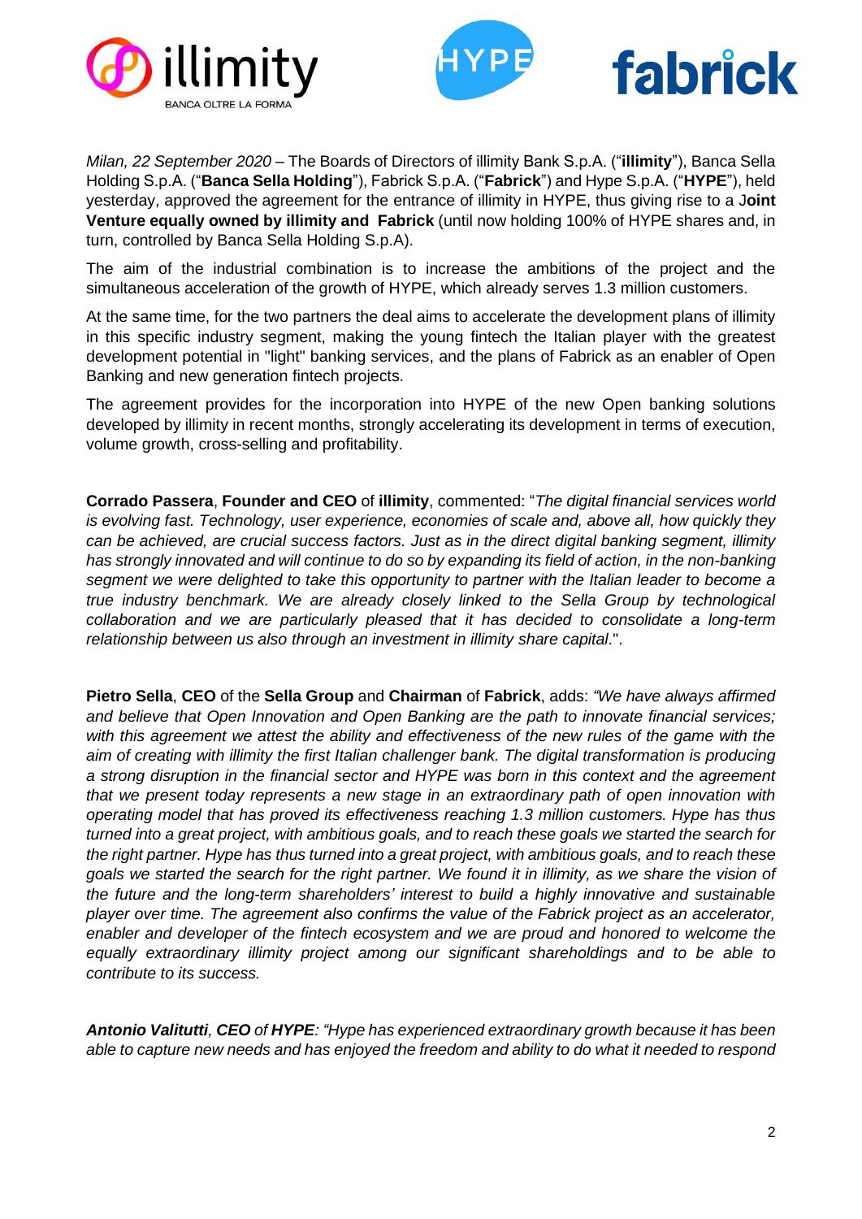*Milan, 22 September 2020* – The Boards of Directors of illimity Bank S.p.A. ("**illimity**"), Banca Sella Holding S.p.A. ("**Banca Sella Holding**"), Fabrick S.p.A. ("**Fabrick**") and Hype S.p.A. ("**HYPE**"), held yesterday, approved the agreement for the entrance of illimity in HYPE, thus giving rise to a J**oint Venture equally owned by illimity and Fabrick** (until now holding 100% of HYPE shares and, in turn, controlled by Banca Sella Holding S.p.A).

The aim of the industrial combination is to increase the ambitions of the project and the simultaneous acceleration of the growth of HYPE, which already serves 1.3 million customers.

At the same time, for the two partners the deal aims to accelerate the development plans of illimity in this specific industry segment, making the young fintech the Italian player with the greatest development potential in "light" banking services, and the plans of Fabrick as an enabler of Open Banking and new generation fintech projects.

The agreement provides for the incorporation into HYPE of the new Open banking solutions developed by illimity in recent months, strongly accelerating its development in terms of execution, volume growth, cross-selling and profitability.

**Corrado Passera**, **Founder and CEO** of **illimity**, commented: "*The digital financial services world is evolving fast. Technology, user experience, economies of scale and, above all, how quickly they can be achieved, are crucial success factors. Just as in the direct digital banking segment, illimity has strongly innovated and will continue to do so by expanding its field of action, in the non-banking segment we were delighted to take this opportunity to partner with the Italian leader to become a true industry benchmark. We are already closely linked to the Sella Group by technological collaboration and we are particularly pleased that it has decided to consolidate a long-term relationship between us also through an investment in illimity share capital*.".

**Pietro Sella**, **CEO** of the **Sella Group** and **Chairman** of **Fabrick**, adds: *"We have always affirmed and believe that Open Innovation and Open Banking are the path to innovate financial services; with this agreement we attest the ability and effectiveness of the new rules of the game with the aim of creating with illimity the first Italian challenger bank. The digital transformation is producing a strong disruption in the financial sector and HYPE was born in this context and the agreement that we present today represents a new stage in an extraordinary path of open innovation with operating model that has proved its effectiveness reaching 1.3 million customers. Hype has thus turned into a great project, with ambitious goals, and to reach these goals we started the search for the right partner. Hype has thus turned into a great project, with ambitious goals, and to reach these goals we started the search for the right partner. We found it in illimity, as we share the vision of the future and the long-term shareholders' interest to build a highly innovative and sustainable player over time. The agreement also confirms the value of the Fabrick project as an accelerator, enabler and developer of the fintech ecosystem and we are proud and honored to welcome the equally extraordinary illimity project among our significant shareholdings and to be able to contribute to its success.*

***Antonio Valitutti**, **CEO** of **HYPE**: "Hype has experienced extraordinary growth because it has been able to capture new needs and has enjoyed the freedom and ability to do what it needed to respond*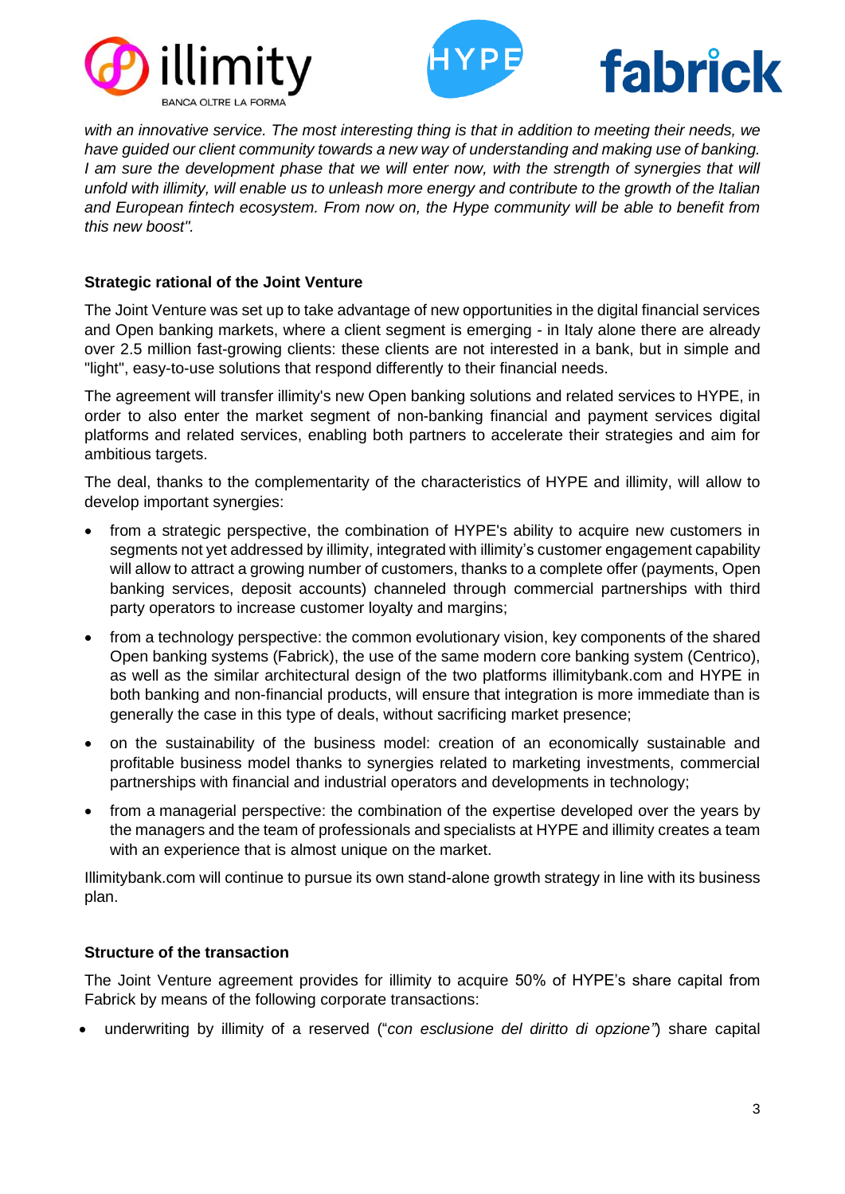*with an innovative service. The most interesting thing is that in addition to meeting their needs, we have guided our client community towards a new way of understanding and making use of banking. I am sure the development phase that we will enter now, with the strength of synergies that will unfold with illimity, will enable us to unleash more energy and contribute to the growth of the Italian and European fintech ecosystem. From now on, the Hype community will be able to benefit from this new boost".*

**Strategic rational of the Joint Venture**

The Joint Venture was set up to take advantage of new opportunities in the digital financial services and Open banking markets, where a client segment is emerging - in Italy alone there are already over 2.5 million fast-growing clients: these clients are not interested in a bank, but in simple and "light", easy-to-use solutions that respond differently to their financial needs.

The agreement will transfer illimity's new Open banking solutions and related services to HYPE, in order to also enter the market segment of non-banking financial and payment services digital platforms and related services, enabling both partners to accelerate their strategies and aim for ambitious targets.

The deal, thanks to the complementarity of the characteristics of HYPE and illimity, will allow to develop important synergies:

- from a strategic perspective, the combination of HYPE's ability to acquire new customers in segments not yet addressed by illimity, integrated with illimity's customer engagement capability will allow to attract a growing number of customers, thanks to a complete offer (payments, Open banking services, deposit accounts) channeled through commercial partnerships with third party operators to increase customer loyalty and margins;
- from a technology perspective: the common evolutionary vision, key components of the shared Open banking systems (Fabrick), the use of the same modern core banking system (Centrico), as well as the similar architectural design of the two platforms illimitybank.com and HYPE in both banking and non-financial products, will ensure that integration is more immediate than is generally the case in this type of deals, without sacrificing market presence;
- on the sustainability of the business model: creation of an economically sustainable and profitable business model thanks to synergies related to marketing investments, commercial partnerships with financial and industrial operators and developments in technology;
- from a managerial perspective: the combination of the expertise developed over the years by the managers and the team of professionals and specialists at HYPE and illimity creates a team with an experience that is almost unique on the market.

Illimitybank.com will continue to pursue its own stand-alone growth strategy in line with its business plan.

**Structure of the transaction**

The Joint Venture agreement provides for illimity to acquire 50% of HYPE's share capital from Fabrick by means of the following corporate transactions:

- underwriting by illimity of a reserved ("*con esclusione del diritto di opzione"*) share capital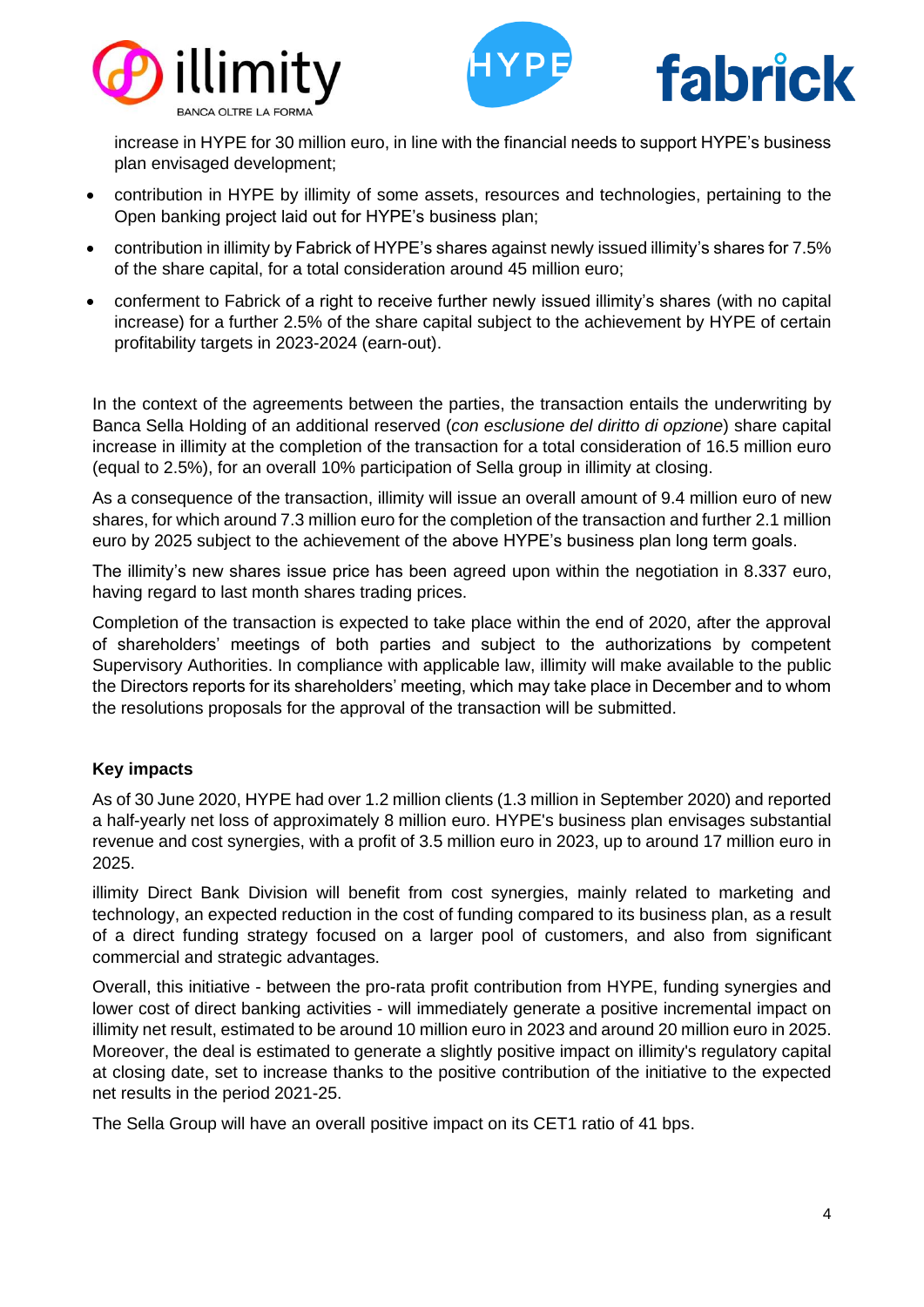increase in HYPE for 30 million euro, in line with the financial needs to support HYPE's business plan envisaged development;

- contribution in HYPE by illimity of some assets, resources and technologies, pertaining to the Open banking project laid out for HYPE's business plan;
- contribution in illimity by Fabrick of HYPE's shares against newly issued illimity's shares for 7.5% of the share capital, for a total consideration around 45 million euro;
- conferment to Fabrick of a right to receive further newly issued illimity's shares (with no capital increase) for a further 2.5% of the share capital subject to the achievement by HYPE of certain profitability targets in 2023-2024 (earn-out).

In the context of the agreements between the parties, the transaction entails the underwriting by Banca Sella Holding of an additional reserved (*con esclusione del diritto di opzione*) share capital increase in illimity at the completion of the transaction for a total consideration of 16.5 million euro (equal to 2.5%), for an overall 10% participation of Sella group in illimity at closing.

As a consequence of the transaction, illimity will issue an overall amount of 9.4 million euro of new shares, for which around 7.3 million euro for the completion of the transaction and further 2.1 million euro by 2025 subject to the achievement of the above HYPE's business plan long term goals.

The illimity's new shares issue price has been agreed upon within the negotiation in 8.337 euro, having regard to last month shares trading prices.

Completion of the transaction is expected to take place within the end of 2020, after the approval of shareholders' meetings of both parties and subject to the authorizations by competent Supervisory Authorities. In compliance with applicable law, illimity will make available to the public the Directors reports for its shareholders' meeting, which may take place in December and to whom the resolutions proposals for the approval of the transaction will be submitted.

**Key impacts**

As of 30 June 2020, HYPE had over 1.2 million clients (1.3 million in September 2020) and reported a half-yearly net loss of approximately 8 million euro. HYPE's business plan envisages substantial revenue and cost synergies, with a profit of 3.5 million euro in 2023, up to around 17 million euro in 2025.

illimity Direct Bank Division will benefit from cost synergies, mainly related to marketing and technology, an expected reduction in the cost of funding compared to its business plan, as a result of a direct funding strategy focused on a larger pool of customers, and also from significant commercial and strategic advantages.

Overall, this initiative - between the pro-rata profit contribution from HYPE, funding synergies and lower cost of direct banking activities - will immediately generate a positive incremental impact on illimity net result, estimated to be around 10 million euro in 2023 and around 20 million euro in 2025. Moreover, the deal is estimated to generate a slightly positive impact on illimity's regulatory capital at closing date, set to increase thanks to the positive contribution of the initiative to the expected net results in the period 2021-25.

The Sella Group will have an overall positive impact on its CET1 ratio of 41 bps.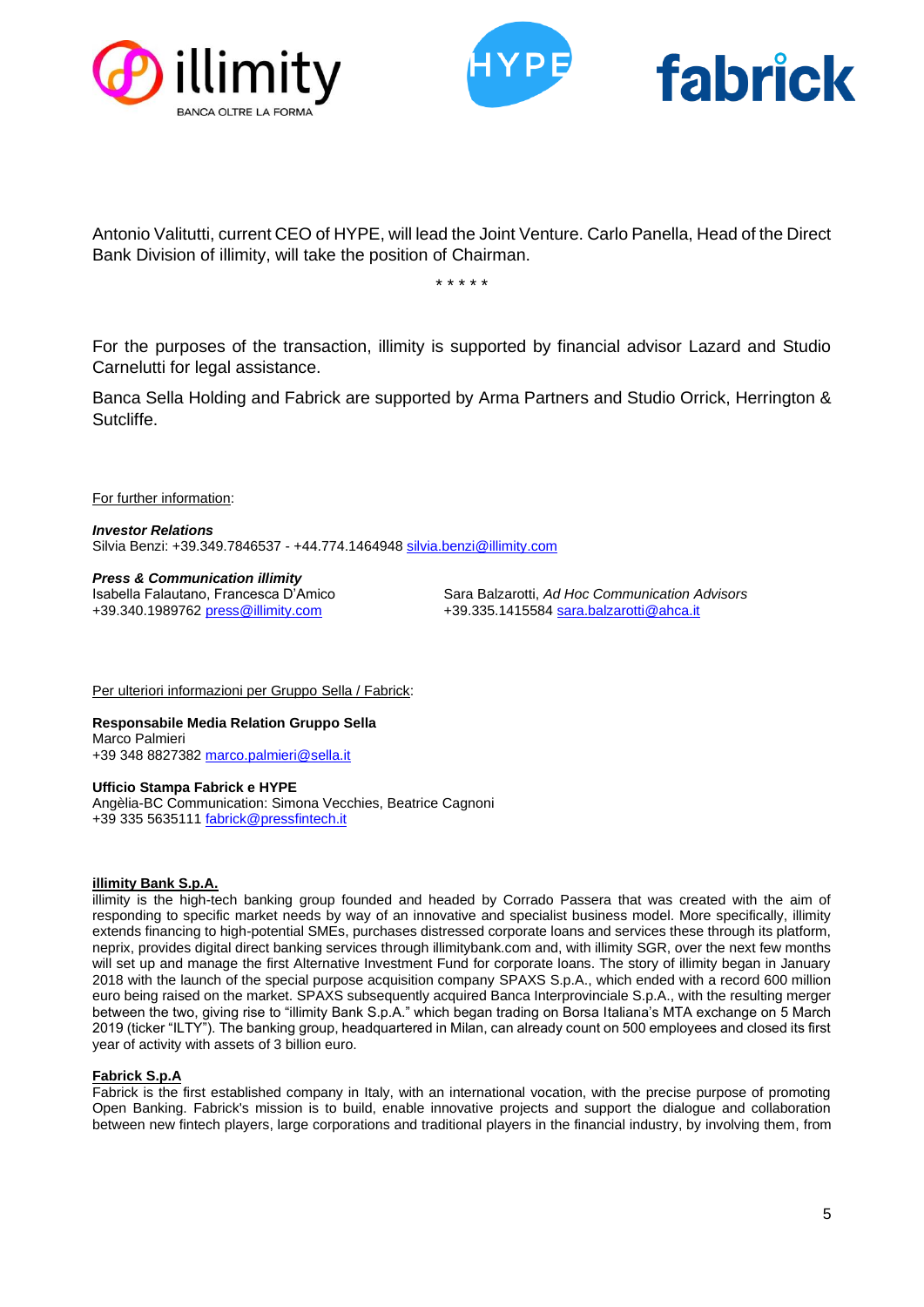Antonio Valitutti, current CEO of HYPE, will lead the Joint Venture. Carlo Panella, Head of the Direct Bank Division of illimity, will take the position of Chairman.

\* \* \* \* \*

For the purposes of the transaction, illimity is supported by financial advisor Lazard and Studio Carnelutti for legal assistance.

Banca Sella Holding and Fabrick are supported by Arma Partners and Studio Orrick, Herrington & Sutcliffe.

For further information:

***Investor Relations***
Silvia Benzi: +39.349.7846537 - +44.774.1464948 silvia.benzi@illimity.com

***Press & Communication illimity***
Isabella Falautano, Francesca D'Amico
+39.340.1989762 press@illimity.com

Sara Balzarotti, *Ad Hoc Communication Advisors*
+39.335.1415584 sara.balzarotti@ahca.it

Per ulteriori informazioni per Gruppo Sella / Fabrick:

**Responsabile Media Relation Gruppo Sella**
Marco Palmieri
+39 348 8827382 marco.palmieri@sella.it

**Ufficio Stampa Fabrick e HYPE**
Angèlia-BC Communication: Simona Vecchies, Beatrice Cagnoni
+39 335 5635111 fabrick@pressfintech.it

**illimity Bank S.p.A.**
illimity is the high-tech banking group founded and headed by Corrado Passera that was created with the aim of responding to specific market needs by way of an innovative and specialist business model. More specifically, illimity extends financing to high-potential SMEs, purchases distressed corporate loans and services these through its platform, neprix, provides digital direct banking services through illimitybank.com and, with illimity SGR, over the next few months will set up and manage the first Alternative Investment Fund for corporate loans. The story of illimity began in January 2018 with the launch of the special purpose acquisition company SPAXS S.p.A., which ended with a record 600 million euro being raised on the market. SPAXS subsequently acquired Banca Interprovinciale S.p.A., with the resulting merger between the two, giving rise to "illimity Bank S.p.A." which began trading on Borsa Italiana's MTA exchange on 5 March 2019 (ticker "ILTY"). The banking group, headquartered in Milan, can already count on 500 employees and closed its first year of activity with assets of 3 billion euro.

**Fabrick S.p.A**
Fabrick is the first established company in Italy, with an international vocation, with the precise purpose of promoting Open Banking. Fabrick's mission is to build, enable innovative projects and support the dialogue and collaboration between new fintech players, large corporations and traditional players in the financial industry, by involving them, from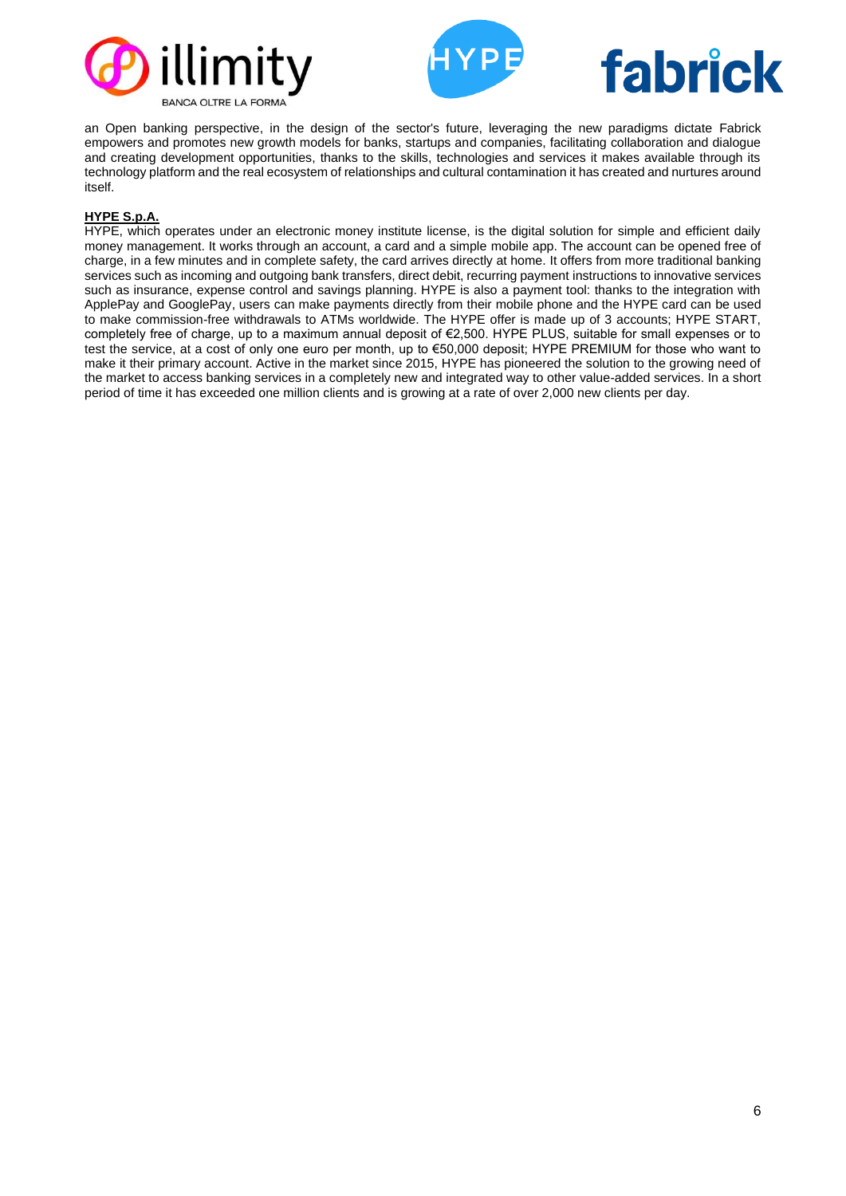an Open banking perspective, in the design of the sector's future, leveraging the new paradigms dictate Fabrick empowers and promotes new growth models for banks, startups and companies, facilitating collaboration and dialogue and creating development opportunities, thanks to the skills, technologies and services it makes available through its technology platform and the real ecosystem of relationships and cultural contamination it has created and nurtures around itself.

**HYPE S.p.A.**

HYPE, which operates under an electronic money institute license, is the digital solution for simple and efficient daily money management. It works through an account, a card and a simple mobile app. The account can be opened free of charge, in a few minutes and in complete safety, the card arrives directly at home. It offers from more traditional banking services such as incoming and outgoing bank transfers, direct debit, recurring payment instructions to innovative services such as insurance, expense control and savings planning. HYPE is also a payment tool: thanks to the integration with ApplePay and GooglePay, users can make payments directly from their mobile phone and the HYPE card can be used to make commission-free withdrawals to ATMs worldwide. The HYPE offer is made up of 3 accounts; HYPE START, completely free of charge, up to a maximum annual deposit of €2,500. HYPE PLUS, suitable for small expenses or to test the service, at a cost of only one euro per month, up to €50,000 deposit; HYPE PREMIUM for those who want to make it their primary account. Active in the market since 2015, HYPE has pioneered the solution to the growing need of the market to access banking services in a completely new and integrated way to other value-added services. In a short period of time it has exceeded one million clients and is growing at a rate of over 2,000 new clients per day.